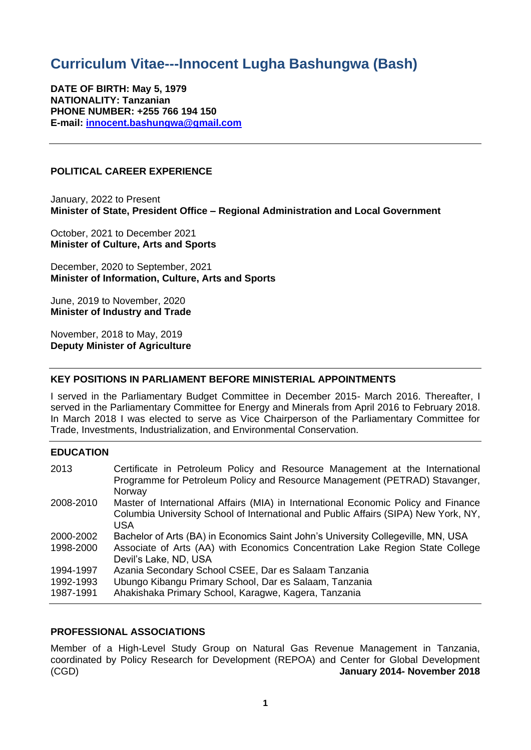# Curriculum Vitae---Innocent Lugha Bashungwa (Bash)

**DATE OF BIRTH: May 5, 1979**
**NATIONALITY: Tanzanian**
**PHONE NUMBER: +255 766 194 150**
**E-mail: [innocent.bashungwa@gmail.com](mailto:innocent.bashungwa@gmail.com)**

---

## POLITICAL CAREER EXPERIENCE

January, 2022 to Present
**Minister of State, President Office – Regional Administration and Local Government**

October, 2021 to December 2021
**Minister of Culture, Arts and Sports**

December, 2020 to September, 2021
**Minister of Information, Culture, Arts and Sports**

June, 2019 to November, 2020
**Minister of Industry and Trade**

November, 2018 to May, 2019
**Deputy Minister of Agriculture**

---

## KEY POSITIONS IN PARLIAMENT BEFORE MINISTERIAL APPOINTMENTS

I served in the Parliamentary Budget Committee in December 2015- March 2016. Thereafter, I served in the Parliamentary Committee for Energy and Minerals from April 2016 to February 2018. In March 2018 I was elected to serve as Vice Chairperson of the Parliamentary Committee for Trade, Investments, Industrialization, and Environmental Conservation.

---

## EDUCATION

| | |
|---|---|
| 2013 | Certificate in Petroleum Policy and Resource Management at the International Programme for Petroleum Policy and Resource Management (PETRAD) Stavanger, Norway |
| 2008-2010 | Master of International Affairs (MIA) in International Economic Policy and Finance Columbia University School of International and Public Affairs (SIPA) New York, NY, USA |
| 2000-2002 | Bachelor of Arts (BA) in Economics Saint John's University Collegeville, MN, USA |
| 1998-2000 | Associate of Arts (AA) with Economics Concentration Lake Region State College Devil's Lake, ND, USA |
| 1994-1997 | Azania Secondary School CSEE, Dar es Salaam Tanzania |
| 1992-1993 | Ubungo Kibangu Primary School, Dar es Salaam, Tanzania |
| 1987-1991 | Ahakishaka Primary School, Karagwe, Kagera, Tanzania |

---

## PROFESSIONAL ASSOCIATIONS

Member of a High-Level Study Group on Natural Gas Revenue Management in Tanzania, coordinated by Policy Research for Development (REPOA) and Center for Global Development (CGD) **January 2014- November 2018**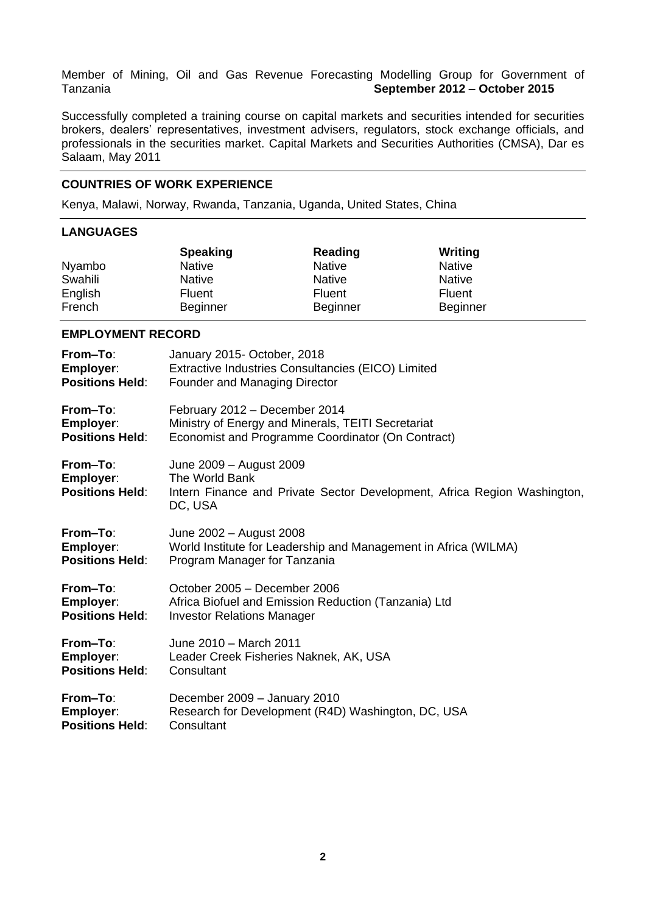Member of Mining, Oil and Gas Revenue Forecasting Modelling Group for Government of Tanzania **September 2012 – October 2015**

Successfully completed a training course on capital markets and securities intended for securities brokers, dealers' representatives, investment advisers, regulators, stock exchange officials, and professionals in the securities market. Capital Markets and Securities Authorities (CMSA), Dar es Salaam, May 2011

## COUNTRIES OF WORK EXPERIENCE

Kenya, Malawi, Norway, Rwanda, Tanzania, Uganda, United States, China

## LANGUAGES

| | Speaking | Reading | Writing |
|---|---|---|---|
| Nyambo | Native | Native | Native |
| Swahili | Native | Native | Native |
| English | Fluent | Fluent | Fluent |
| French | Beginner | Beginner | Beginner |

## EMPLOYMENT RECORD

| | |
|---|---|
| **From–To**: | January 2015- October, 2018 |
| **Employer**: | Extractive Industries Consultancies (EICO) Limited |
| **Positions Held**: | Founder and Managing Director |

| | |
|---|---|
| **From–To**: | February 2012 – December 2014 |
| **Employer**: | Ministry of Energy and Minerals, TEITI Secretariat |
| **Positions Held**: | Economist and Programme Coordinator (On Contract) |

| | |
|---|---|
| **From–To**: | June 2009 – August 2009 |
| **Employer**: | The World Bank |
| **Positions Held**: | Intern Finance and Private Sector Development, Africa Region Washington, DC, USA |

| | |
|---|---|
| **From–To**: | June 2002 – August 2008 |
| **Employer**: | World Institute for Leadership and Management in Africa (WILMA) |
| **Positions Held**: | Program Manager for Tanzania |

| | |
|---|---|
| **From–To**: | October 2005 – December 2006 |
| **Employer**: | Africa Biofuel and Emission Reduction (Tanzania) Ltd |
| **Positions Held**: | Investor Relations Manager |

| | |
|---|---|
| **From–To**: | June 2010 – March 2011 |
| **Employer**: | Leader Creek Fisheries Naknek, AK, USA |
| **Positions Held**: | Consultant |

| | |
|---|---|
| **From–To**: | December 2009 – January 2010 |
| **Employer**: | Research for Development (R4D) Washington, DC, USA |
| **Positions Held**: | Consultant |